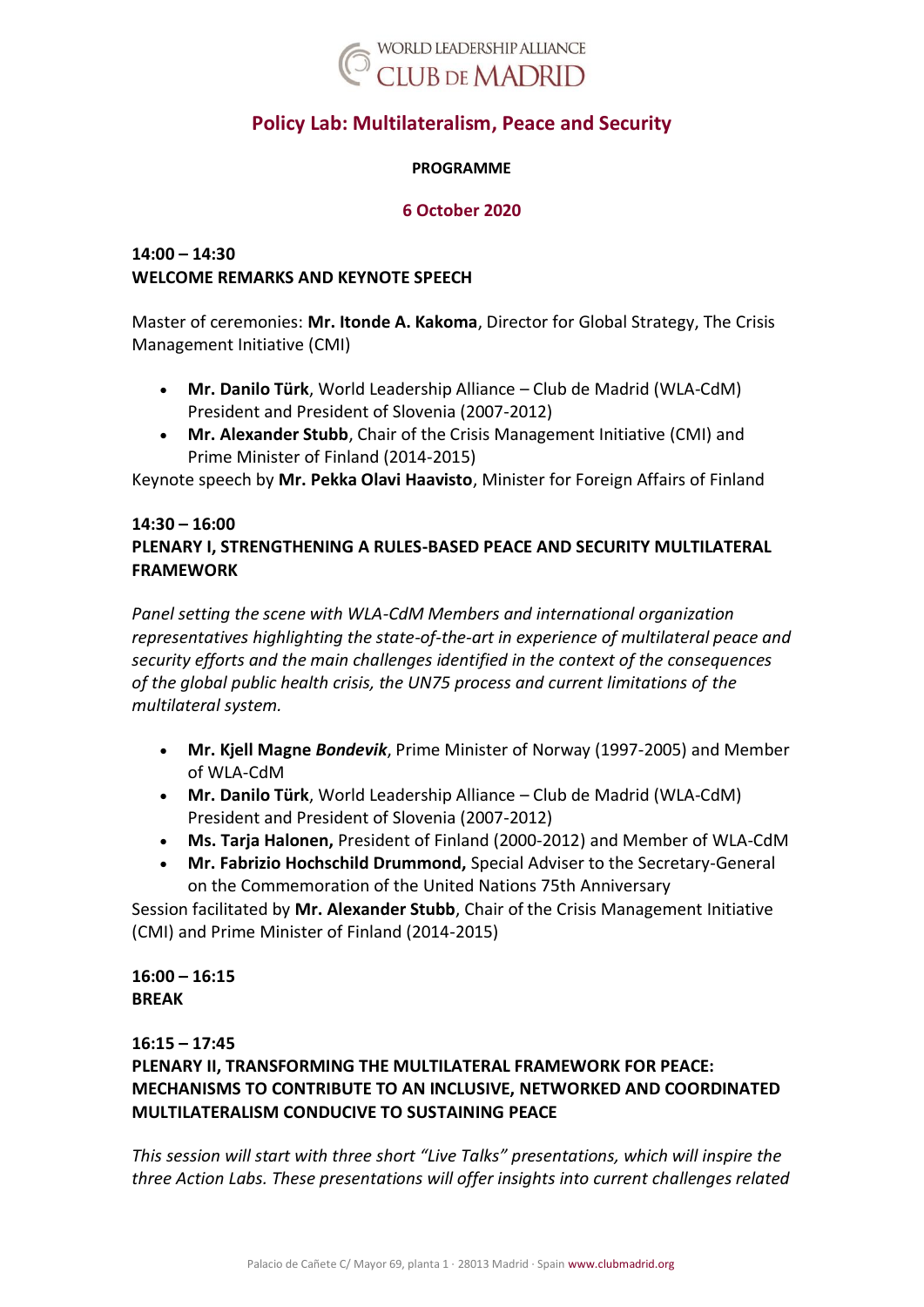WORLD LEADERSHIP ALLIANCE
CLUB DE MADRID

# Policy Lab: Multilateralism, Peace and Security

**PROGRAMME**

**6 October 2020**

**14:00 – 14:30**
**WELCOME REMARKS AND KEYNOTE SPEECH**

Master of ceremonies: **Mr. Itonde A. Kakoma**, Director for Global Strategy, The Crisis Management Initiative (CMI)

- **Mr. Danilo Türk**, World Leadership Alliance – Club de Madrid (WLA-CdM) President and President of Slovenia (2007-2012)
- **Mr. Alexander Stubb**, Chair of the Crisis Management Initiative (CMI) and Prime Minister of Finland (2014-2015)

Keynote speech by **Mr. Pekka Olavi Haavisto**, Minister for Foreign Affairs of Finland

**14:30 – 16:00**
**PLENARY I, STRENGTHENING A RULES-BASED PEACE AND SECURITY MULTILATERAL FRAMEWORK**

*Panel setting the scene with WLA-CdM Members and international organization representatives highlighting the state-of-the-art in experience of multilateral peace and security efforts and the main challenges identified in the context of the consequences of the global public health crisis, the UN75 process and current limitations of the multilateral system.*

- **Mr. Kjell Magne *Bondevik***, Prime Minister of Norway (1997-2005) and Member of WLA-CdM
- **Mr. Danilo Türk**, World Leadership Alliance – Club de Madrid (WLA-CdM) President and President of Slovenia (2007-2012)
- **Ms. Tarja Halonen,** President of Finland (2000-2012) and Member of WLA-CdM
- **Mr. Fabrizio Hochschild Drummond,** Special Adviser to the Secretary-General on the Commemoration of the United Nations 75th Anniversary

Session facilitated by **Mr. Alexander Stubb**, Chair of the Crisis Management Initiative (CMI) and Prime Minister of Finland (2014-2015)

**16:00 – 16:15**
**BREAK**

**16:15 – 17:45**
**PLENARY II, TRANSFORMING THE MULTILATERAL FRAMEWORK FOR PEACE: MECHANISMS TO CONTRIBUTE TO AN INCLUSIVE, NETWORKED AND COORDINATED MULTILATERALISM CONDUCIVE TO SUSTAINING PEACE**

*This session will start with three short "Live Talks" presentations, which will inspire the three Action Labs. These presentations will offer insights into current challenges related*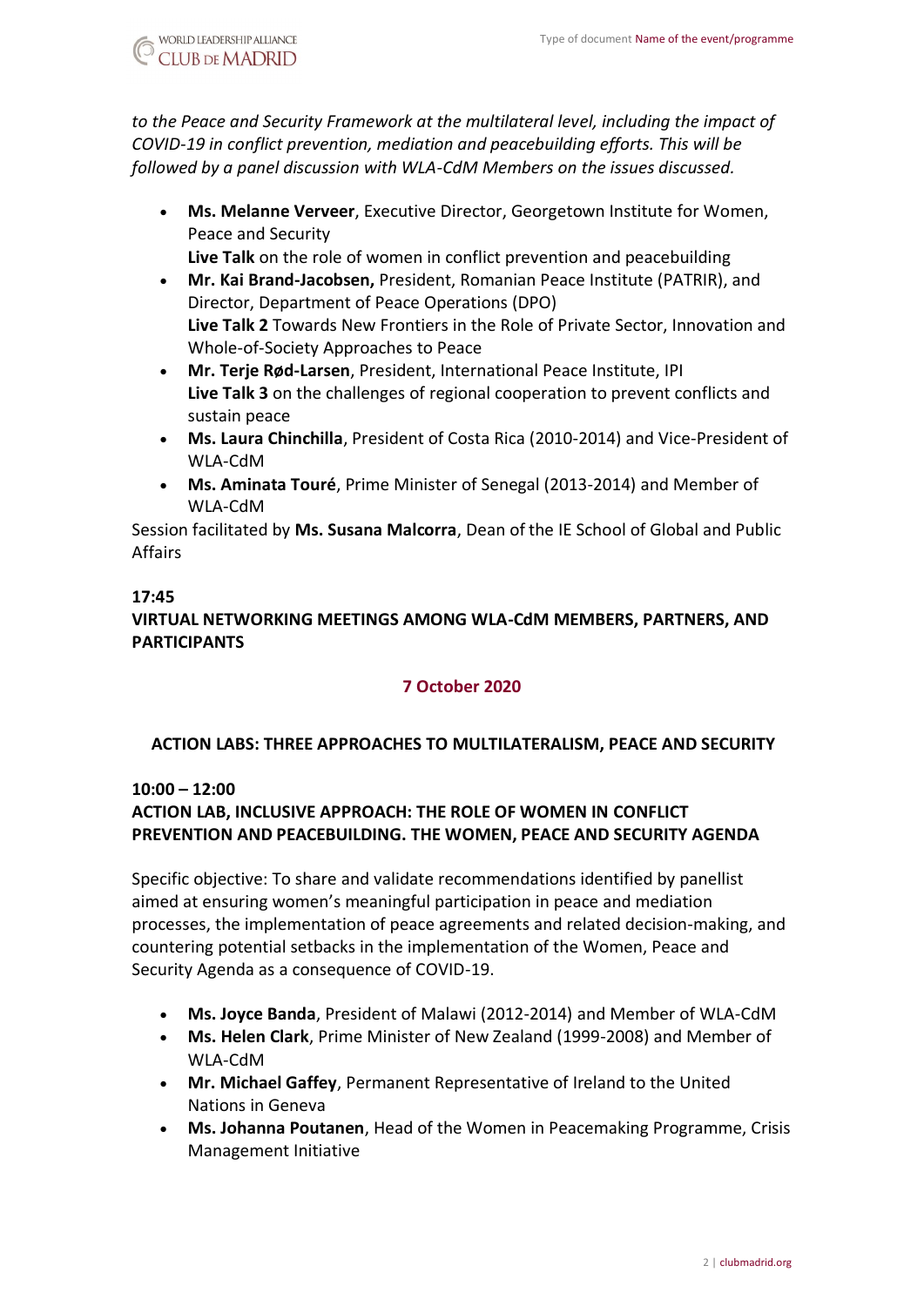*to the Peace and Security Framework at the multilateral level, including the impact of COVID-19 in conflict prevention, mediation and peacebuilding efforts. This will be followed by a panel discussion with WLA-CdM Members on the issues discussed.*

- **Ms. Melanne Verveer**, Executive Director, Georgetown Institute for Women, Peace and Security
  **Live Talk** on the role of women in conflict prevention and peacebuilding
- **Mr. Kai Brand-Jacobsen,** President, Romanian Peace Institute (PATRIR), and Director, Department of Peace Operations (DPO)
  **Live Talk 2** Towards New Frontiers in the Role of Private Sector, Innovation and Whole-of-Society Approaches to Peace
- **Mr. Terje Rød-Larsen**, President, International Peace Institute, IPI
  **Live Talk 3** on the challenges of regional cooperation to prevent conflicts and sustain peace
- **Ms. Laura Chinchilla**, President of Costa Rica (2010-2014) and Vice-President of WLA-CdM
- **Ms. Aminata Touré**, Prime Minister of Senegal (2013-2014) and Member of WLA-CdM

Session facilitated by **Ms. Susana Malcorra**, Dean of the IE School of Global and Public Affairs

**17:45**
**VIRTUAL NETWORKING MEETINGS AMONG WLA-CdM MEMBERS, PARTNERS, AND PARTICIPANTS**

## 7 October 2020

**ACTION LABS: THREE APPROACHES TO MULTILATERALISM, PEACE AND SECURITY**

**10:00 – 12:00**
**ACTION LAB, INCLUSIVE APPROACH: THE ROLE OF WOMEN IN CONFLICT PREVENTION AND PEACEBUILDING. THE WOMEN, PEACE AND SECURITY AGENDA**

Specific objective: To share and validate recommendations identified by panellist aimed at ensuring women's meaningful participation in peace and mediation processes, the implementation of peace agreements and related decision-making, and countering potential setbacks in the implementation of the Women, Peace and Security Agenda as a consequence of COVID-19.

- **Ms. Joyce Banda**, President of Malawi (2012-2014) and Member of WLA-CdM
- **Ms. Helen Clark**, Prime Minister of New Zealand (1999-2008) and Member of WLA-CdM
- **Mr. Michael Gaffey**, Permanent Representative of Ireland to the United Nations in Geneva
- **Ms. Johanna Poutanen**, Head of the Women in Peacemaking Programme, Crisis Management Initiative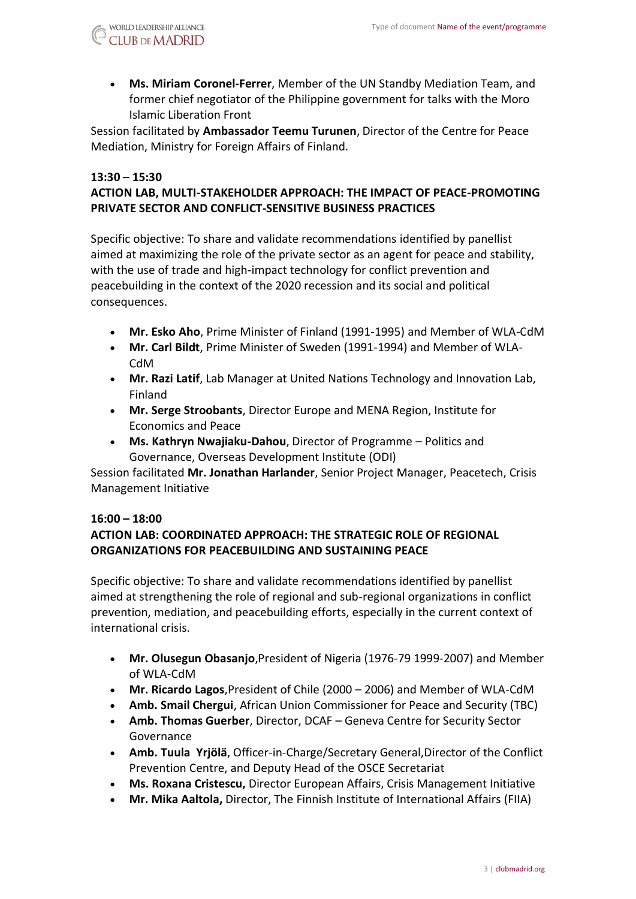- **Ms. Miriam Coronel-Ferrer**, Member of the UN Standby Mediation Team, and former chief negotiator of the Philippine government for talks with the Moro Islamic Liberation Front

Session facilitated by **Ambassador Teemu Turunen**, Director of the Centre for Peace Mediation, Ministry for Foreign Affairs of Finland.

**13:30 – 15:30**
**ACTION LAB, MULTI-STAKEHOLDER APPROACH: THE IMPACT OF PEACE-PROMOTING PRIVATE SECTOR AND CONFLICT-SENSITIVE BUSINESS PRACTICES**

Specific objective: To share and validate recommendations identified by panellist aimed at maximizing the role of the private sector as an agent for peace and stability, with the use of trade and high-impact technology for conflict prevention and peacebuilding in the context of the 2020 recession and its social and political consequences.

- **Mr. Esko Aho**, Prime Minister of Finland (1991-1995) and Member of WLA-CdM
- **Mr. Carl Bildt**, Prime Minister of Sweden (1991-1994) and Member of WLA-CdM
- **Mr. Razi Latif**, Lab Manager at United Nations Technology and Innovation Lab, Finland
- **Mr. Serge Stroobants**, Director Europe and MENA Region, Institute for Economics and Peace
- **Ms. Kathryn Nwajiaku-Dahou**, Director of Programme – Politics and Governance, Overseas Development Institute (ODI)

Session facilitated **Mr. Jonathan Harlander**, Senior Project Manager, Peacetech, Crisis Management Initiative

**16:00 – 18:00**
**ACTION LAB: COORDINATED APPROACH: THE STRATEGIC ROLE OF REGIONAL ORGANIZATIONS FOR PEACEBUILDING AND SUSTAINING PEACE**

Specific objective: To share and validate recommendations identified by panellist aimed at strengthening the role of regional and sub-regional organizations in conflict prevention, mediation, and peacebuilding efforts, especially in the current context of international crisis.

- **Mr. Olusegun Obasanjo**,President of Nigeria (1976-79 1999-2007) and Member of WLA-CdM
- **Mr. Ricardo Lagos**,President of Chile (2000 – 2006) and Member of WLA-CdM
- **Amb. Smail Chergui**, African Union Commissioner for Peace and Security (TBC)
- **Amb. Thomas Guerber**, Director, DCAF – Geneva Centre for Security Sector Governance
- **Amb. Tuula Yrjölä**, Officer-in-Charge/Secretary General,Director of the Conflict Prevention Centre, and Deputy Head of the OSCE Secretariat
- **Ms. Roxana Cristescu,** Director European Affairs, Crisis Management Initiative
- **Mr. Mika Aaltola,** Director, The Finnish Institute of International Affairs (FIIA)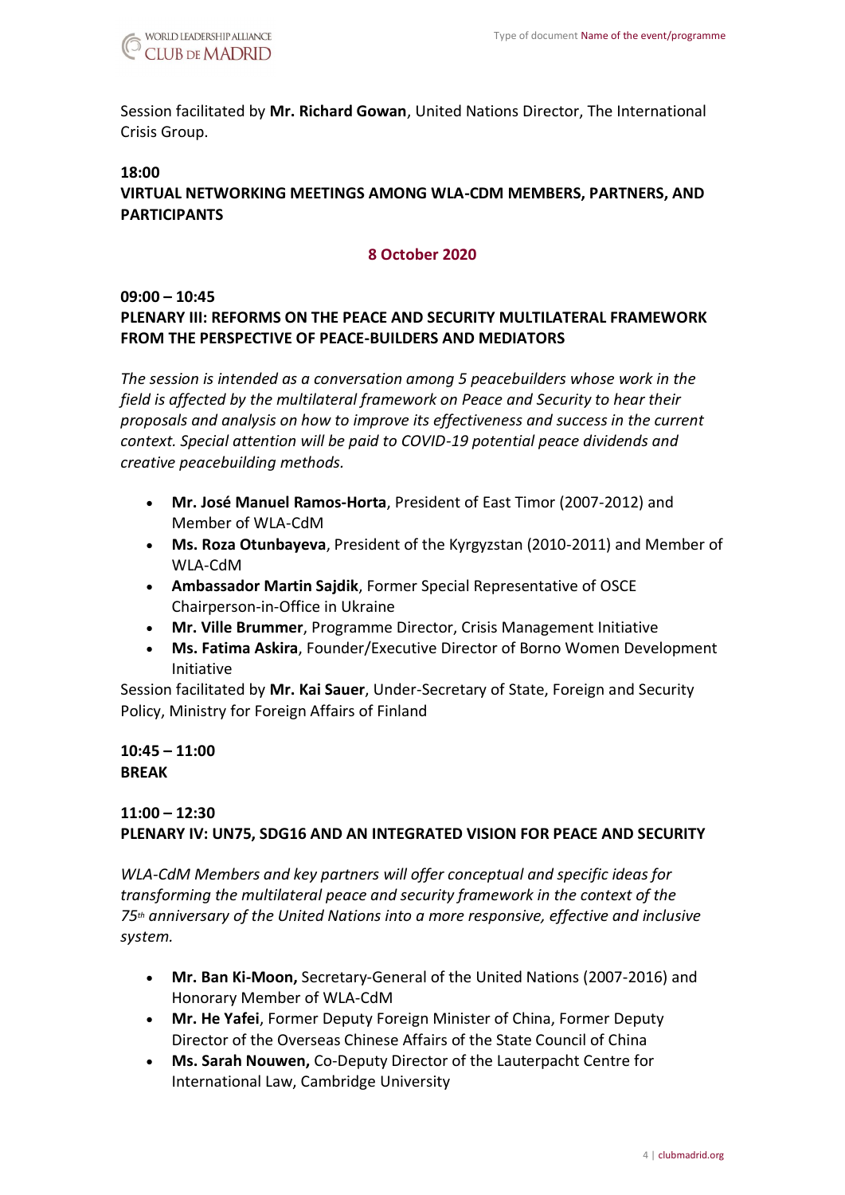Session facilitated by **Mr. Richard Gowan**, United Nations Director, The International Crisis Group.

**18:00**
**VIRTUAL NETWORKING MEETINGS AMONG WLA-CDM MEMBERS, PARTNERS, AND PARTICIPANTS**

## 8 October 2020

**09:00 – 10:45**
**PLENARY III: REFORMS ON THE PEACE AND SECURITY MULTILATERAL FRAMEWORK FROM THE PERSPECTIVE OF PEACE-BUILDERS AND MEDIATORS**

*The session is intended as a conversation among 5 peacebuilders whose work in the field is affected by the multilateral framework on Peace and Security to hear their proposals and analysis on how to improve its effectiveness and success in the current context. Special attention will be paid to COVID-19 potential peace dividends and creative peacebuilding methods.*

- **Mr. José Manuel Ramos-Horta**, President of East Timor (2007-2012) and Member of WLA-CdM
- **Ms. Roza Otunbayeva**, President of the Kyrgyzstan (2010-2011) and Member of WLA-CdM
- **Ambassador Martin Sajdik**, Former Special Representative of OSCE Chairperson-in-Office in Ukraine
- **Mr. Ville Brummer**, Programme Director, Crisis Management Initiative
- **Ms. Fatima Askira**, Founder/Executive Director of Borno Women Development Initiative

Session facilitated by **Mr. Kai Sauer**, Under-Secretary of State, Foreign and Security Policy, Ministry for Foreign Affairs of Finland

**10:45 – 11:00**
**BREAK**

**11:00 – 12:30**
**PLENARY IV: UN75, SDG16 AND AN INTEGRATED VISION FOR PEACE AND SECURITY**

*WLA-CdM Members and key partners will offer conceptual and specific ideas for transforming the multilateral peace and security framework in the context of the 75th anniversary of the United Nations into a more responsive, effective and inclusive system.*

- **Mr. Ban Ki-Moon,** Secretary-General of the United Nations (2007-2016) and Honorary Member of WLA-CdM
- **Mr. He Yafei**, Former Deputy Foreign Minister of China, Former Deputy Director of the Overseas Chinese Affairs of the State Council of China
- **Ms. Sarah Nouwen,** Co-Deputy Director of the Lauterpacht Centre for International Law, Cambridge University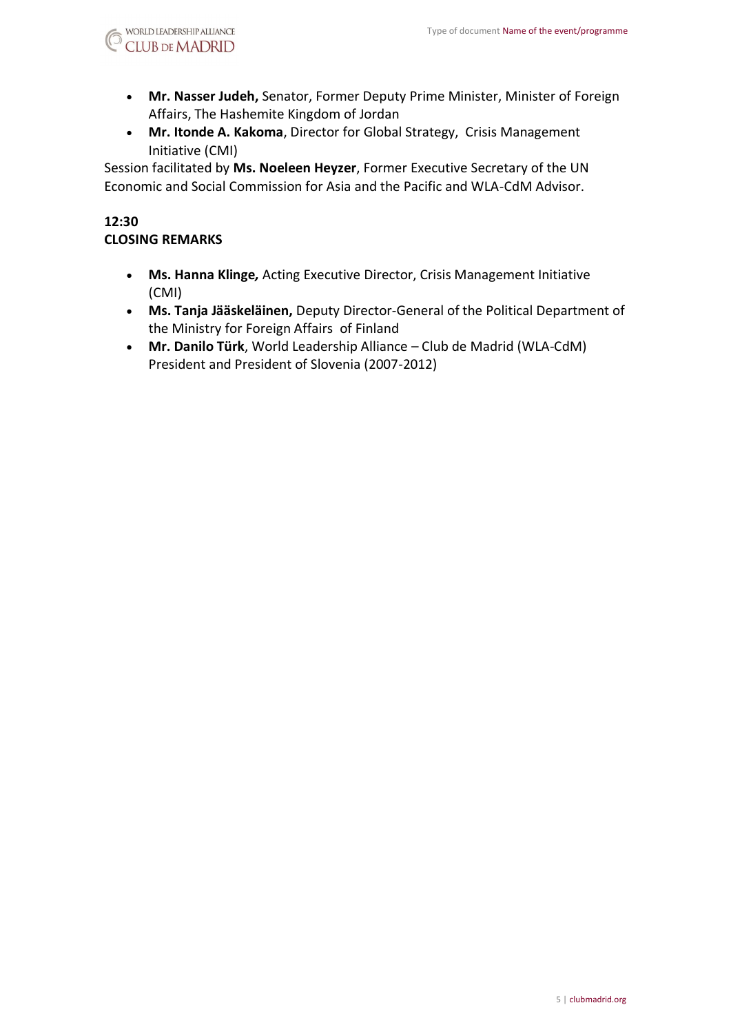- **Mr. Nasser Judeh,** Senator, Former Deputy Prime Minister, Minister of Foreign Affairs, The Hashemite Kingdom of Jordan
- **Mr. Itonde A. Kakoma**, Director for Global Strategy, Crisis Management Initiative (CMI)

Session facilitated by **Ms. Noeleen Heyzer**, Former Executive Secretary of the UN Economic and Social Commission for Asia and the Pacific and WLA-CdM Advisor.

**12:30**
**CLOSING REMARKS**

- **Ms. Hanna Klinge***,* Acting Executive Director, Crisis Management Initiative (CMI)
- **Ms. Tanja Jääskeläinen,** Deputy Director-General of the Political Department of the Ministry for Foreign Affairs of Finland
- **Mr. Danilo Türk**, World Leadership Alliance – Club de Madrid (WLA-CdM) President and President of Slovenia (2007-2012)